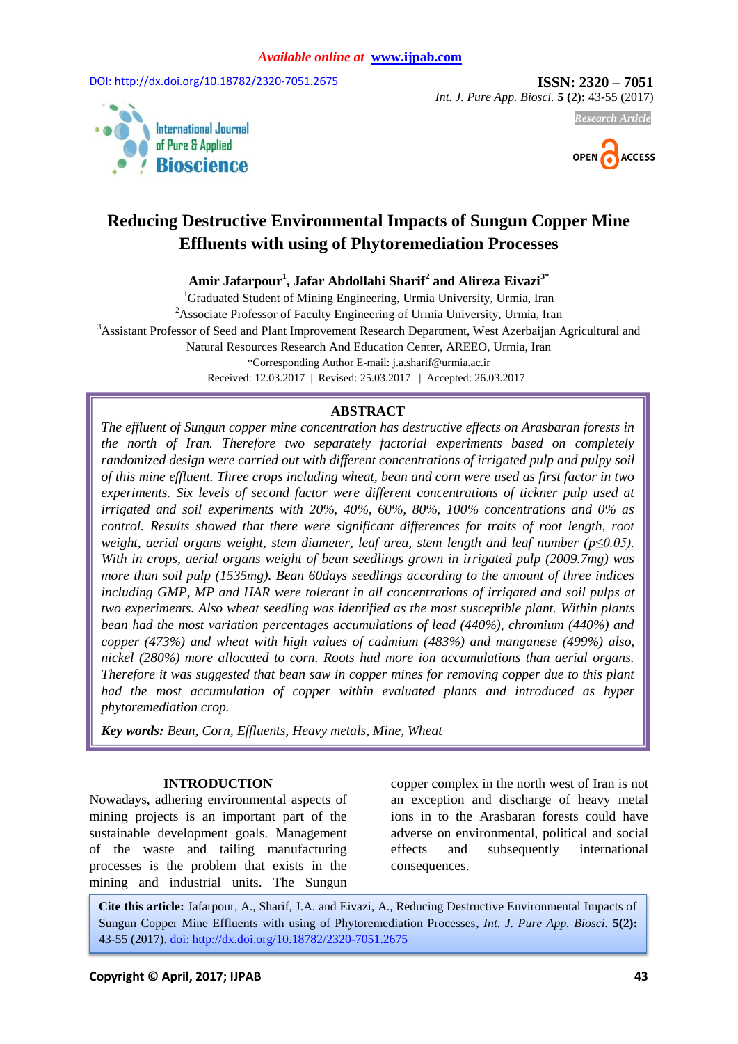Available online at www.ijpab.com

DOI: http://dx.doi.org/10.18782/2320-7051.2675

**ISSN: 2320 – 7051**
*Int. J. Pure App. Biosci.* **5 (2):** 43-55 (2017)

*Research Article*

# Reducing Destructive Environmental Impacts of Sungun Copper Mine Effluents with using of Phytoremediation Processes

**Amir Jafarpour[1], Jafar Abdollahi Sharif[2] and Alireza Eivazi[3*]**

[1]Graduated Student of Mining Engineering, Urmia University, Urmia, Iran
[2]Associate Professor of Faculty Engineering of Urmia University, Urmia, Iran
[3]Assistant Professor of Seed and Plant Improvement Research Department, West Azerbaijan Agricultural and Natural Resources Research And Education Center, AREEO, Urmia, Iran
*Corresponding Author E-mail: j.a.sharif@urmia.ac.ir
Received: 12.03.2017 | Revised: 25.03.2017 | Accepted: 26.03.2017

## ABSTRACT

*The effluent of Sungun copper mine concentration has destructive effects on Arasbaran forests in the north of Iran. Therefore two separately factorial experiments based on completely randomized design were carried out with different concentrations of irrigated pulp and pulpy soil of this mine effluent. Three crops including wheat, bean and corn were used as first factor in two experiments. Six levels of second factor were different concentrations of tickner pulp used at irrigated and soil experiments with 20%, 40%, 60%, 80%, 100% concentrations and 0% as control. Results showed that there were significant differences for traits of root length, root weight, aerial organs weight, stem diameter, leaf area, stem length and leaf number ($p \leq 0.05$). With in crops, aerial organs weight of bean seedlings grown in irrigated pulp (2009.7mg) was more than soil pulp (1535mg). Bean 60days seedlings according to the amount of three indices including GMP, MP and HAR were tolerant in all concentrations of irrigated and soil pulps at two experiments. Also wheat seedling was identified as the most susceptible plant. Within plants bean had the most variation percentages accumulations of lead (440%), chromium (440%) and copper (473%) and wheat with high values of cadmium (483%) and manganese (499%) also, nickel (280%) more allocated to corn. Roots had more ion accumulations than aerial organs. Therefore it was suggested that bean saw in copper mines for removing copper due to this plant had the most accumulation of copper within evaluated plants and introduced as hyper phytoremediation crop.*

***Key words:*** *Bean, Corn, Effluents, Heavy metals, Mine, Wheat*

## INTRODUCTION

Nowadays, adhering environmental aspects of mining projects is an important part of the sustainable development goals. Management of the waste and tailing manufacturing processes is the problem that exists in the mining and industrial units. The Sungun copper complex in the north west of Iran is not an exception and discharge of heavy metal ions in to the Arasbaran forests could have adverse on environmental, political and social effects and subsequently international consequences.

**Cite this article:** Jafarpour, A., Sharif, J.A. and Eivazi, A., Reducing Destructive Environmental Impacts of Sungun Copper Mine Effluents with using of Phytoremediation Processes, *Int. J. Pure App. Biosci.* **5(2):** 43-55 (2017). doi: http://dx.doi.org/10.18782/2320-7051.2675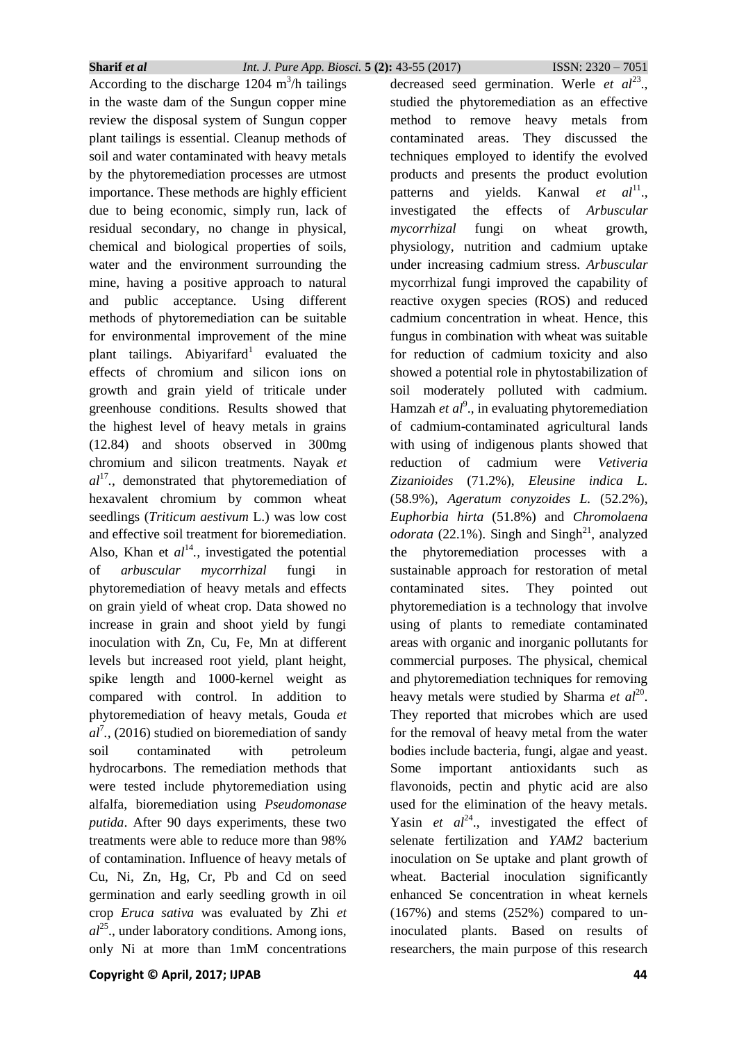According to the discharge 1204 $m^3$/h tailings in the waste dam of the Sungun copper mine review the disposal system of Sungun copper plant tailings is essential. Cleanup methods of soil and water contaminated with heavy metals by the phytoremediation processes are utmost importance. These methods are highly efficient due to being economic, simply run, lack of residual secondary, no change in physical, chemical and biological properties of soils, water and the environment surrounding the mine, having a positive approach to natural and public acceptance. Using different methods of phytoremediation can be suitable for environmental improvement of the mine plant tailings. Abiyarifard[1] evaluated the effects of chromium and silicon ions on growth and grain yield of triticale under greenhouse conditions. Results showed that the highest level of heavy metals in grains (12.84) and shoots observed in 300mg chromium and silicon treatments. Nayak *et al*[17]., demonstrated that phytoremediation of hexavalent chromium by common wheat seedlings (*Triticum aestivum* L.) was low cost and effective soil treatment for bioremediation. Also, Khan et *al*[14]., investigated the potential of *arbuscular mycorrhizal* fungi in phytoremediation of heavy metals and effects on grain yield of wheat crop. Data showed no increase in grain and shoot yield by fungi inoculation with Zn, Cu, Fe, Mn at different levels but increased root yield, plant height, spike length and 1000-kernel weight as compared with control. In addition to phytoremediation of heavy metals, Gouda *et al*[7]., (2016) studied on bioremediation of sandy soil contaminated with petroleum hydrocarbons. The remediation methods that were tested include phytoremediation using alfalfa, bioremediation using *Pseudomonase putida*. After 90 days experiments, these two treatments were able to reduce more than 98% of contamination. Influence of heavy metals of Cu, Ni, Zn, Hg, Cr, Pb and Cd on seed germination and early seedling growth in oil crop *Eruca sativa* was evaluated by Zhi *et al*[25]., under laboratory conditions. Among ions, only Ni at more than 1mM concentrations decreased seed germination. Werle *et al*[23]., studied the phytoremediation as an effective method to remove heavy metals from contaminated areas. They discussed the techniques employed to identify the evolved products and presents the product evolution patterns and yields. Kanwal *et al*[11]., investigated the effects of *Arbuscular mycorrhizal* fungi on wheat growth, physiology, nutrition and cadmium uptake under increasing cadmium stress. *Arbuscular* mycorrhizal fungi improved the capability of reactive oxygen species (ROS) and reduced cadmium concentration in wheat. Hence, this fungus in combination with wheat was suitable for reduction of cadmium toxicity and also showed a potential role in phytostabilization of soil moderately polluted with cadmium. Hamzah *et al*[9]., in evaluating phytoremediation of cadmium-contaminated agricultural lands with using of indigenous plants showed that reduction of cadmium were *Vetiveria Zizanioides* (71.2%), *Eleusine indica L.* (58.9%), *Ageratum conyzoides L.* (52.2%), *Euphorbia hirta* (51.8%) and *Chromolaena odorata* (22.1%). Singh and Singh[21], analyzed the phytoremediation processes with a sustainable approach for restoration of metal contaminated sites. They pointed out phytoremediation is a technology that involve using of plants to remediate contaminated areas with organic and inorganic pollutants for commercial purposes. The physical, chemical and phytoremediation techniques for removing heavy metals were studied by Sharma *et al*[20]. They reported that microbes which are used for the removal of heavy metal from the water bodies include bacteria, fungi, algae and yeast. Some important antioxidants such as flavonoids, pectin and phytic acid are also used for the elimination of the heavy metals. Yasin *et al*[24]., investigated the effect of selenate fertilization and *YAM2* bacterium inoculation on Se uptake and plant growth of wheat. Bacterial inoculation significantly enhanced Se concentration in wheat kernels (167%) and stems (252%) compared to un-inoculated plants. Based on results of researchers, the main purpose of this research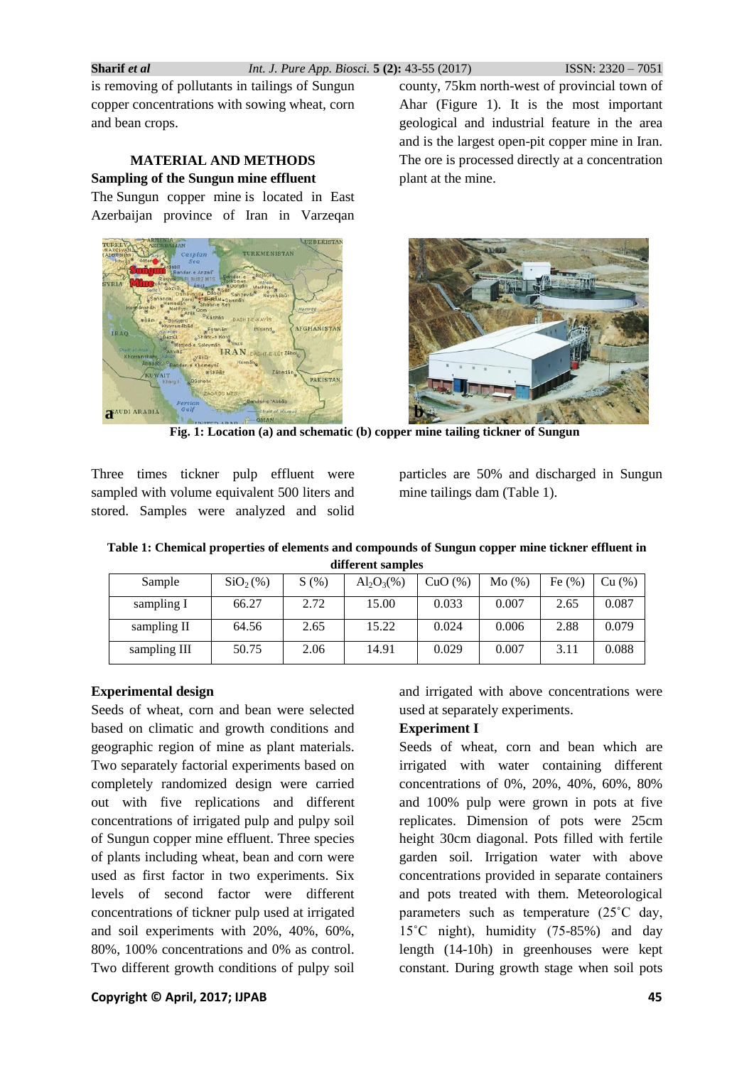is removing of pollutants in tailings of Sungun copper concentrations with sowing wheat, corn and bean crops.

## MATERIAL AND METHODS

### Sampling of the Sungun mine effluent

The Sungun copper mine is located in East Azerbaijan province of Iran in Varzeqan county, 75km north-west of provincial town of Ahar (Figure 1). It is the most important geological and industrial feature in the area and is the largest open-pit copper mine in Iran. The ore is processed directly at a concentration plant at the mine.

**Fig. 1: Location (a) and schematic (b) copper mine tailing tickner of Sungun**

Three times tickner pulp effluent were sampled with volume equivalent 500 liters and stored. Samples were analyzed and solid particles are 50% and discharged in Sungun mine tailings dam (Table 1).

**Table 1: Chemical properties of elements and compounds of Sungun copper mine tickner effluent in different samples**

| Sample | $SiO_2$ (%) | S (%) | $Al_2O_3$(%) | CuO (%) | Mo (%) | Fe (%) | Cu (%) |
|---|---|---|---|---|---|---|---|
| sampling I | 66.27 | 2.72 | 15.00 | 0.033 | 0.007 | 2.65 | 0.087 |
| sampling II | 64.56 | 2.65 | 15.22 | 0.024 | 0.006 | 2.88 | 0.079 |
| sampling III | 50.75 | 2.06 | 14.91 | 0.029 | 0.007 | 3.11 | 0.088 |

### Experimental design

Seeds of wheat, corn and bean were selected based on climatic and growth conditions and geographic region of mine as plant materials. Two separately factorial experiments based on completely randomized design were carried out with five replications and different concentrations of irrigated pulp and pulpy soil of Sungun copper mine effluent. Three species of plants including wheat, bean and corn were used as first factor in two experiments. Six levels of second factor were different concentrations of tickner pulp used at irrigated and soil experiments with 20%, 40%, 60%, 80%, 100% concentrations and 0% as control. Two different growth conditions of pulpy soil and irrigated with above concentrations were used at separately experiments.

### Experiment I

Seeds of wheat, corn and bean which are irrigated with water containing different concentrations of 0%, 20%, 40%, 60%, 80% and 100% pulp were grown in pots at five replicates. Dimension of pots were 25cm height 30cm diagonal. Pots filled with fertile garden soil. Irrigation water with above concentrations provided in separate containers and pots treated with them. Meteorological parameters such as temperature (25˚C day, 15˚C night), humidity (75-85%) and day length (14-10h) in greenhouses were kept constant. During growth stage when soil pots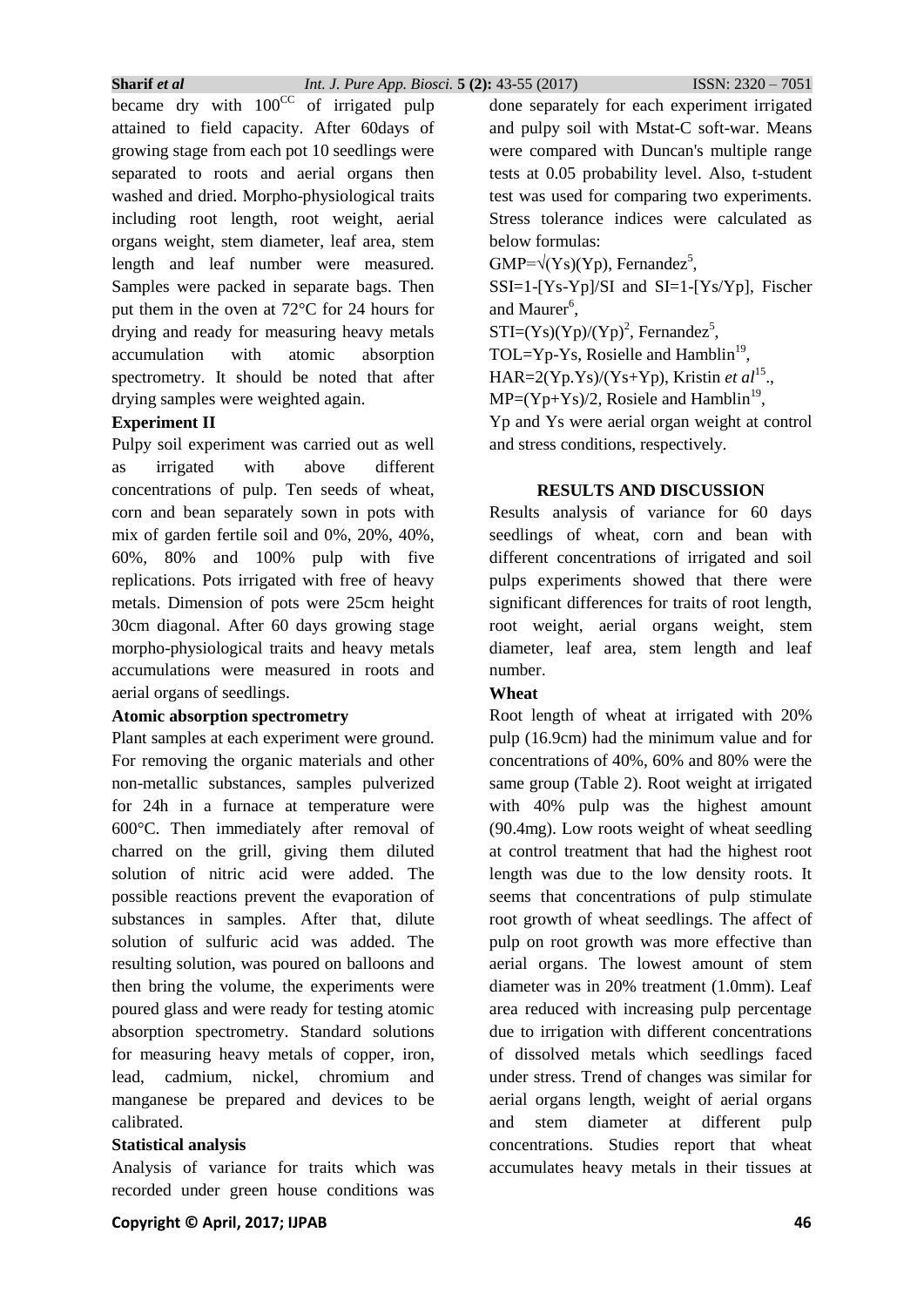became dry with $100^{CC}$ of irrigated pulp attained to field capacity. After 60days of growing stage from each pot 10 seedlings were separated to roots and aerial organs then washed and dried. Morpho-physiological traits including root length, root weight, aerial organs weight, stem diameter, leaf area, stem length and leaf number were measured. Samples were packed in separate bags. Then put them in the oven at 72°C for 24 hours for drying and ready for measuring heavy metals accumulation with atomic absorption spectrometry. It should be noted that after drying samples were weighted again.

**Experiment II**

Pulpy soil experiment was carried out as well as irrigated with above different concentrations of pulp. Ten seeds of wheat, corn and bean separately sown in pots with mix of garden fertile soil and 0%, 20%, 40%, 60%, 80% and 100% pulp with five replications. Pots irrigated with free of heavy metals. Dimension of pots were 25cm height 30cm diagonal. After 60 days growing stage morpho-physiological traits and heavy metals accumulations were measured in roots and aerial organs of seedlings.

**Atomic absorption spectrometry**

Plant samples at each experiment were ground. For removing the organic materials and other non-metallic substances, samples pulverized for 24h in a furnace at temperature were 600°C. Then immediately after removal of charred on the grill, giving them diluted solution of nitric acid were added. The possible reactions prevent the evaporation of substances in samples. After that, dilute solution of sulfuric acid was added. The resulting solution, was poured on balloons and then bring the volume, the experiments were poured glass and were ready for testing atomic absorption spectrometry. Standard solutions for measuring heavy metals of copper, iron, lead, cadmium, nickel, chromium and manganese be prepared and devices to be calibrated.

**Statistical analysis**

Analysis of variance for traits which was recorded under green house conditions was done separately for each experiment irrigated and pulpy soil with Mstat-C soft-war. Means were compared with Duncan's multiple range tests at 0.05 probability level. Also, t-student test was used for comparing two experiments. Stress tolerance indices were calculated as below formulas:

$GMP=\sqrt{(Ys)(Yp)}$, Fernandez[5],

$SSI=1-[Ys-Yp]/SI$ and $SI=1-[Ys/Yp]$, Fischer and Maurer[6],

$STI=(Ys)(Yp)/(Yp)^2$, Fernandez[5],

$TOL=Yp-Ys$, Rosielle and Hamblin[19],

$HAR=2(Yp.Ys)/(Ys+Yp)$, Kristin *et al*[15].,

$MP=(Yp+Ys)/2$, Rosiele and Hamblin[19],

Yp and Ys were aerial organ weight at control and stress conditions, respectively.

## RESULTS AND DISCUSSION

Results analysis of variance for 60 days seedlings of wheat, corn and bean with different concentrations of irrigated and soil pulps experiments showed that there were significant differences for traits of root length, root weight, aerial organs weight, stem diameter, leaf area, stem length and leaf number.

**Wheat**

Root length of wheat at irrigated with 20% pulp (16.9cm) had the minimum value and for concentrations of 40%, 60% and 80% were the same group (Table 2). Root weight at irrigated with 40% pulp was the highest amount (90.4mg). Low roots weight of wheat seedling at control treatment that had the highest root length was due to the low density roots. It seems that concentrations of pulp stimulate root growth of wheat seedlings. The affect of pulp on root growth was more effective than aerial organs. The lowest amount of stem diameter was in 20% treatment (1.0mm). Leaf area reduced with increasing pulp percentage due to irrigation with different concentrations of dissolved metals which seedlings faced under stress. Trend of changes was similar for aerial organs length, weight of aerial organs and stem diameter at different pulp concentrations. Studies report that wheat accumulates heavy metals in their tissues at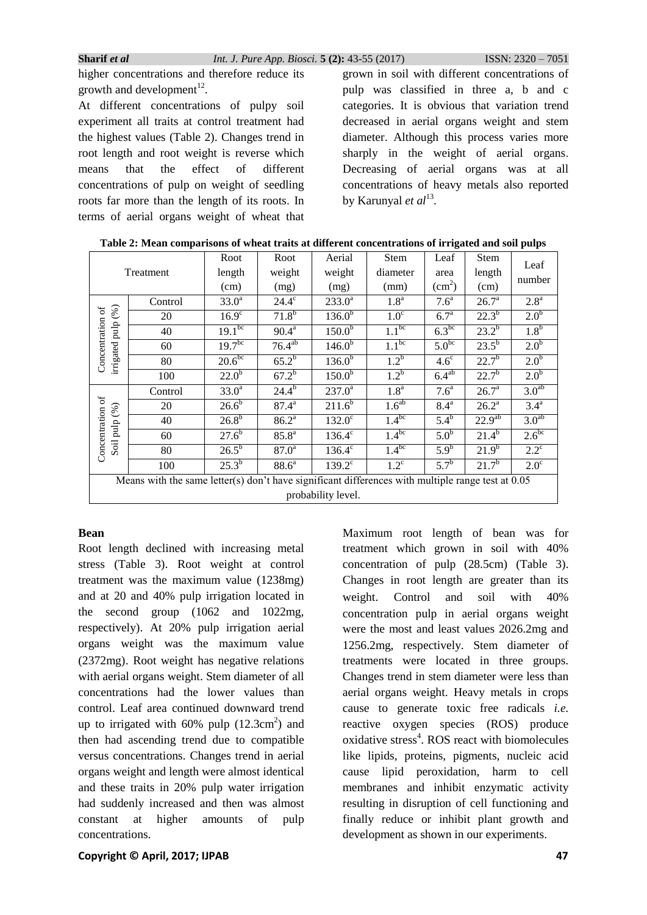higher concentrations and therefore reduce its growth and development[12].

At different concentrations of pulpy soil experiment all traits at control treatment had the highest values (Table 2). Changes trend in root length and root weight is reverse which means that the effect of different concentrations of pulp on weight of seedling roots far more than the length of its roots. In terms of aerial organs weight of wheat that grown in soil with different concentrations of pulp was classified in three a, b and c categories. It is obvious that variation trend decreased in aerial organs weight and stem diameter. Although this process varies more sharply in the weight of aerial organs. Decreasing of aerial organs was at all concentrations of heavy metals also reported by Karunyal *et al*[13].

**Table 2: Mean comparisons of wheat traits at different concentrations of irrigated and soil pulps**

| Treatment | | Root length (cm) | Root weight (mg) | Aerial weight (mg) | Stem diameter (mm) | Leaf area ($cm^2$) | Stem length (cm) | Leaf number |
|---|---|---|---|---|---|---|---|---|
| Concentration of irrigated pulp (%) | Control | $33.0^{a}$ | $24.4^{c}$ | $233.0^{a}$ | $1.8^{a}$ | $7.6^{a}$ | $26.7^{a}$ | $2.8^{a}$ |
| | 20 | $16.9^{c}$ | $71.8^{b}$ | $136.0^{b}$ | $1.0^{c}$ | $6.7^{a}$ | $22.3^{b}$ | $2.0^{b}$ |
| | 40 | $19.1^{bc}$ | $90.4^{a}$ | $150.0^{b}$ | $1.1^{bc}$ | $6.3^{bc}$ | $23.2^{b}$ | $1.8^{b}$ |
| | 60 | $19.7^{bc}$ | $76.4^{ab}$ | $146.0^{b}$ | $1.1^{bc}$ | $5.0^{bc}$ | $23.5^{b}$ | $2.0^{b}$ |
| | 80 | $20.6^{bc}$ | $65.2^{b}$ | $136.0^{b}$ | $1.2^{b}$ | $4.6^{c}$ | $22.7^{b}$ | $2.0^{b}$ |
| | 100 | $22.0^{b}$ | $67.2^{b}$ | $150.0^{b}$ | $1.2^{b}$ | $6.4^{ab}$ | $22.7^{b}$ | $2.0^{b}$ |
| Concentration of Soil pulp (%) | Control | $33.0^{a}$ | $24.4^{b}$ | $237.0^{a}$ | $1.8^{a}$ | $7.6^{a}$ | $26.7^{a}$ | $3.0^{ab}$ |
| | 20 | $26.6^{b}$ | $87.4^{a}$ | $211.6^{b}$ | $1.6^{ab}$ | $8.4^{a}$ | $26.2^{a}$ | $3.4^{a}$ |
| | 40 | $26.8^{b}$ | $86.2^{a}$ | $132.0^{c}$ | $1.4^{bc}$ | $5.4^{b}$ | $22.9^{ab}$ | $3.0^{ab}$ |
| | 60 | $27.6^{b}$ | $85.8^{a}$ | $136.4^{c}$ | $1.4^{bc}$ | $5.0^{b}$ | $21.4^{b}$ | $2.6^{bc}$ |
| | 80 | $26.5^{b}$ | $87.0^{a}$ | $136.4^{c}$ | $1.4^{bc}$ | $5.9^{b}$ | $21.9^{b}$ | $2.2^{c}$ |
| | 100 | $25.3^{b}$ | $88.6^{a}$ | $139.2^{c}$ | $1.2^{c}$ | $5.7^{b}$ | $21.7^{b}$ | $2.0^{c}$ |

Means with the same letter(s) don't have significant differences with multiple range test at 0.05 probability level.

**Bean**

Root length declined with increasing metal stress (Table 3). Root weight at control treatment was the maximum value (1238mg) and at 20 and 40% pulp irrigation located in the second group (1062 and 1022mg, respectively). At 20% pulp irrigation aerial organs weight was the maximum value (2372mg). Root weight has negative relations with aerial organs weight. Stem diameter of all concentrations had the lower values than control. Leaf area continued downward trend up to irrigated with 60% pulp ($12.3cm^2$) and then had ascending trend due to compatible versus concentrations. Changes trend in aerial organs weight and length were almost identical and these traits in 20% pulp water irrigation had suddenly increased and then was almost constant at higher amounts of pulp concentrations.

Maximum root length of bean was for treatment which grown in soil with 40% concentration of pulp (28.5cm) (Table 3). Changes in root length are greater than its weight. Control and soil with 40% concentration pulp in aerial organs weight were the most and least values 2026.2mg and 1256.2mg, respectively. Stem diameter of treatments were located in three groups. Changes trend in stem diameter were less than aerial organs weight. Heavy metals in crops cause to generate toxic free radicals *i.e.* reactive oxygen species (ROS) produce oxidative stress[4]. ROS react with biomolecules like lipids, proteins, pigments, nucleic acid cause lipid peroxidation, harm to cell membranes and inhibit enzymatic activity resulting in disruption of cell functioning and finally reduce or inhibit plant growth and development as shown in our experiments.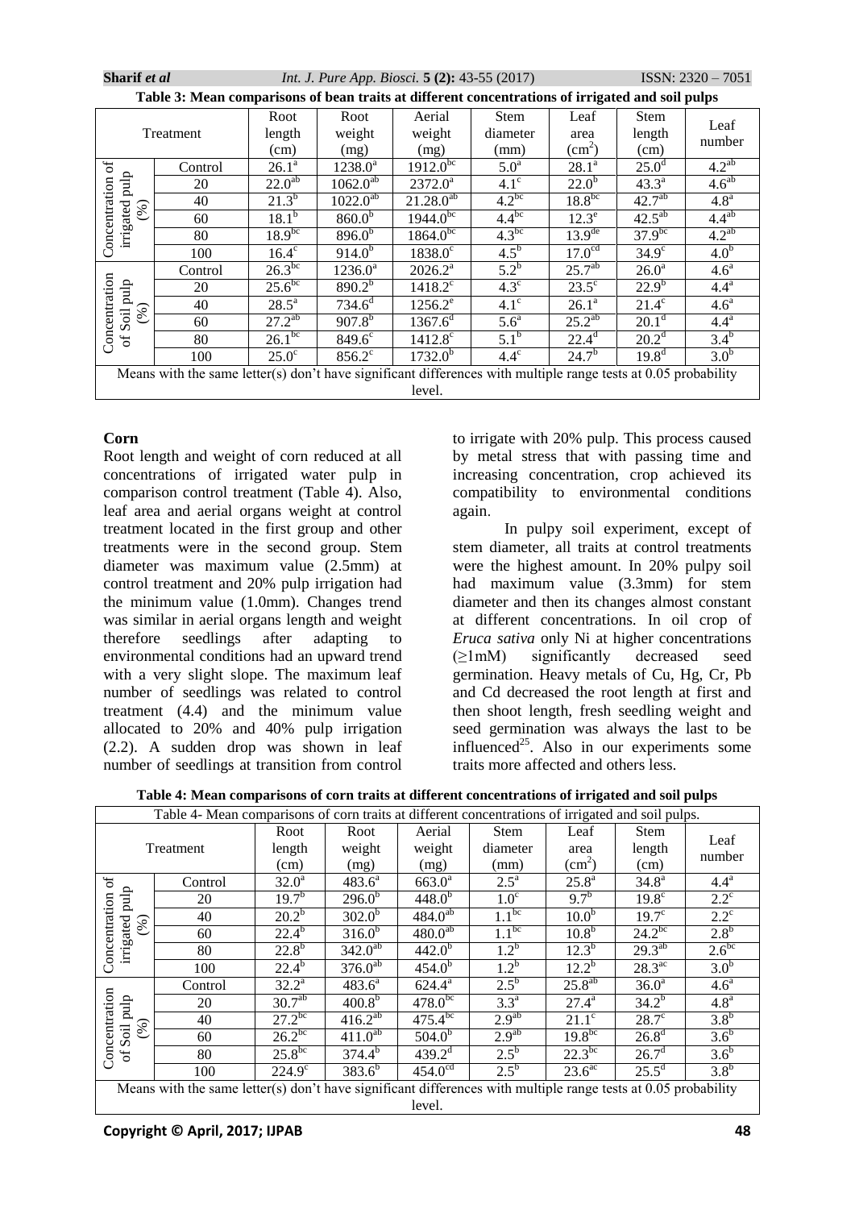**Table 3: Mean comparisons of bean traits at different concentrations of irrigated and soil pulps**

| Treatment | | Root length (cm) | Root weight (mg) | Aerial weight (mg) | Stem diameter (mm) | Leaf area ($cm^2$) | Stem length (cm) | Leaf number |
|---|---|---|---|---|---|---|---|---|
| Concentration of irrigated pulp (%) | Control | $26.1^{a}$ | $1238.0^{a}$ | $1912.0^{bc}$ | $5.0^{a}$ | $28.1^{a}$ | $25.0^{d}$ | $4.2^{ab}$ |
| | 20 | $22.0^{ab}$ | $1062.0^{ab}$ | $2372.0^{a}$ | $4.1^{c}$ | $22.0^{b}$ | $43.3^{a}$ | $4.6^{ab}$ |
| | 40 | $21.3^{b}$ | $1022.0^{ab}$ | $21.28.0^{ab}$ | $4.2^{bc}$ | $18.8^{bc}$ | $42.7^{ab}$ | $4.8^{a}$ |
| | 60 | $18.1^{b}$ | $860.0^{b}$ | $1944.0^{bc}$ | $4.4^{bc}$ | $12.3^{e}$ | $42.5^{ab}$ | $4.4^{ab}$ |
| | 80 | $18.9^{bc}$ | $896.0^{b}$ | $1864.0^{bc}$ | $4.3^{bc}$ | $13.9^{de}$ | $37.9^{bc}$ | $4.2^{ab}$ |
| | 100 | $16.4^{c}$ | $914.0^{b}$ | $1838.0^{c}$ | $4.5^{b}$ | $17.0^{cd}$ | $34.9^{c}$ | $4.0^{b}$ |
| Concentration of Soil pulp (%) | Control | $26.3^{bc}$ | $1236.0^{a}$ | $2026.2^{a}$ | $5.2^{b}$ | $25.7^{ab}$ | $26.0^{a}$ | $4.6^{a}$ |
| | 20 | $25.6^{bc}$ | $890.2^{b}$ | $1418.2^{c}$ | $4.3^{c}$ | $23.5^{c}$ | $22.9^{b}$ | $4.4^{a}$ |
| | 40 | $28.5^{a}$ | $734.6^{d}$ | $1256.2^{e}$ | $4.1^{c}$ | $26.1^{a}$ | $21.4^{c}$ | $4.6^{a}$ |
| | 60 | $27.2^{ab}$ | $907.8^{b}$ | $1367.6^{d}$ | $5.6^{a}$ | $25.2^{ab}$ | $20.1^{d}$ | $4.4^{a}$ |
| | 80 | $26.1^{bc}$ | $849.6^{c}$ | $1412.8^{c}$ | $5.1^{b}$ | $22.4^{d}$ | $20.2^{d}$ | $3.4^{b}$ |
| | 100 | $25.0^{c}$ | $856.2^{c}$ | $1732.0^{b}$ | $4.4^{c}$ | $24.7^{b}$ | $19.8^{d}$ | $3.0^{b}$ |

Means with the same letter(s) don't have significant differences with multiple range tests at 0.05 probability level.

### Corn

Root length and weight of corn reduced at all concentrations of irrigated water pulp in comparison control treatment (Table 4). Also, leaf area and aerial organs weight at control treatment located in the first group and other treatments were in the second group. Stem diameter was maximum value (2.5mm) at control treatment and 20% pulp irrigation had the minimum value (1.0mm). Changes trend was similar in aerial organs length and weight therefore seedlings after adapting to environmental conditions had an upward trend with a very slight slope. The maximum leaf number of seedlings was related to control treatment (4.4) and the minimum value allocated to 20% and 40% pulp irrigation (2.2). A sudden drop was shown in leaf number of seedlings at transition from control to irrigate with 20% pulp. This process caused by metal stress that with passing time and increasing concentration, crop achieved its compatibility to environmental conditions again.

In pulpy soil experiment, except of stem diameter, all traits at control treatments were the highest amount. In 20% pulpy soil had maximum value (3.3mm) for stem diameter and then its changes almost constant at different concentrations. In oil crop of *Eruca sativa* only Ni at higher concentrations (≥1mM) significantly decreased seed germination. Heavy metals of Cu, Hg, Cr, Pb and Cd decreased the root length at first and then shoot length, fresh seedling weight and seed germination was always the last to be influenced[25]. Also in our experiments some traits more affected and others less.

**Table 4: Mean comparisons of corn traits at different concentrations of irrigated and soil pulps**

| Treatment | | Root length (cm) | Root weight (mg) | Aerial weight (mg) | Stem diameter (mm) | Leaf area ($cm^2$) | Stem length (cm) | Leaf number |
|---|---|---|---|---|---|---|---|---|
| Concentration of irrigated pulp (%) | Control | $32.0^{a}$ | $483.6^{a}$ | $663.0^{a}$ | $2.5^{a}$ | $25.8^{a}$ | $34.8^{a}$ | $4.4^{a}$ |
| | 20 | $19.7^{b}$ | $296.0^{b}$ | $448.0^{b}$ | $1.0^{c}$ | $9.7^{b}$ | $19.8^{c}$ | $2.2^{c}$ |
| | 40 | $20.2^{b}$ | $302.0^{b}$ | $484.0^{ab}$ | $1.1^{bc}$ | $10.0^{b}$ | $19.7^{c}$ | $2.2^{c}$ |
| | 60 | $22.4^{b}$ | $316.0^{b}$ | $480.0^{ab}$ | $1.1^{bc}$ | $10.8^{b}$ | $24.2^{bc}$ | $2.8^{b}$ |
| | 80 | $22.8^{b}$ | $342.0^{ab}$ | $442.0^{b}$ | $1.2^{b}$ | $12.3^{b}$ | $29.3^{ab}$ | $2.6^{bc}$ |
| | 100 | $22.4^{b}$ | $376.0^{ab}$ | $454.0^{b}$ | $1.2^{b}$ | $12.2^{b}$ | $28.3^{ac}$ | $3.0^{b}$ |
| Concentration of Soil pulp (%) | Control | $32.2^{a}$ | $483.6^{a}$ | $624.4^{a}$ | $2.5^{b}$ | $25.8^{ab}$ | $36.0^{a}$ | $4.6^{a}$ |
| | 20 | $30.7^{ab}$ | $400.8^{b}$ | $478.0^{bc}$ | $3.3^{a}$ | $27.4^{a}$ | $34.2^{b}$ | $4.8^{a}$ |
| | 40 | $27.2^{bc}$ | $416.2^{ab}$ | $475.4^{bc}$ | $2.9^{ab}$ | $21.1^{c}$ | $28.7^{c}$ | $3.8^{b}$ |
| | 60 | $26.2^{bc}$ | $411.0^{ab}$ | $504.0^{b}$ | $2.9^{ab}$ | $19.8^{bc}$ | $26.8^{d}$ | $3.6^{b}$ |
| | 80 | $25.8^{bc}$ | $374.4^{b}$ | $439.2^{d}$ | $2.5^{b}$ | $22.3^{bc}$ | $26.7^{d}$ | $3.6^{b}$ |
| | 100 | $224.9^{c}$ | $383.6^{b}$ | $454.0^{cd}$ | $2.5^{b}$ | $23.6^{ac}$ | $25.5^{d}$ | $3.8^{b}$ |

Means with the same letter(s) don't have significant differences with multiple range tests at 0.05 probability level.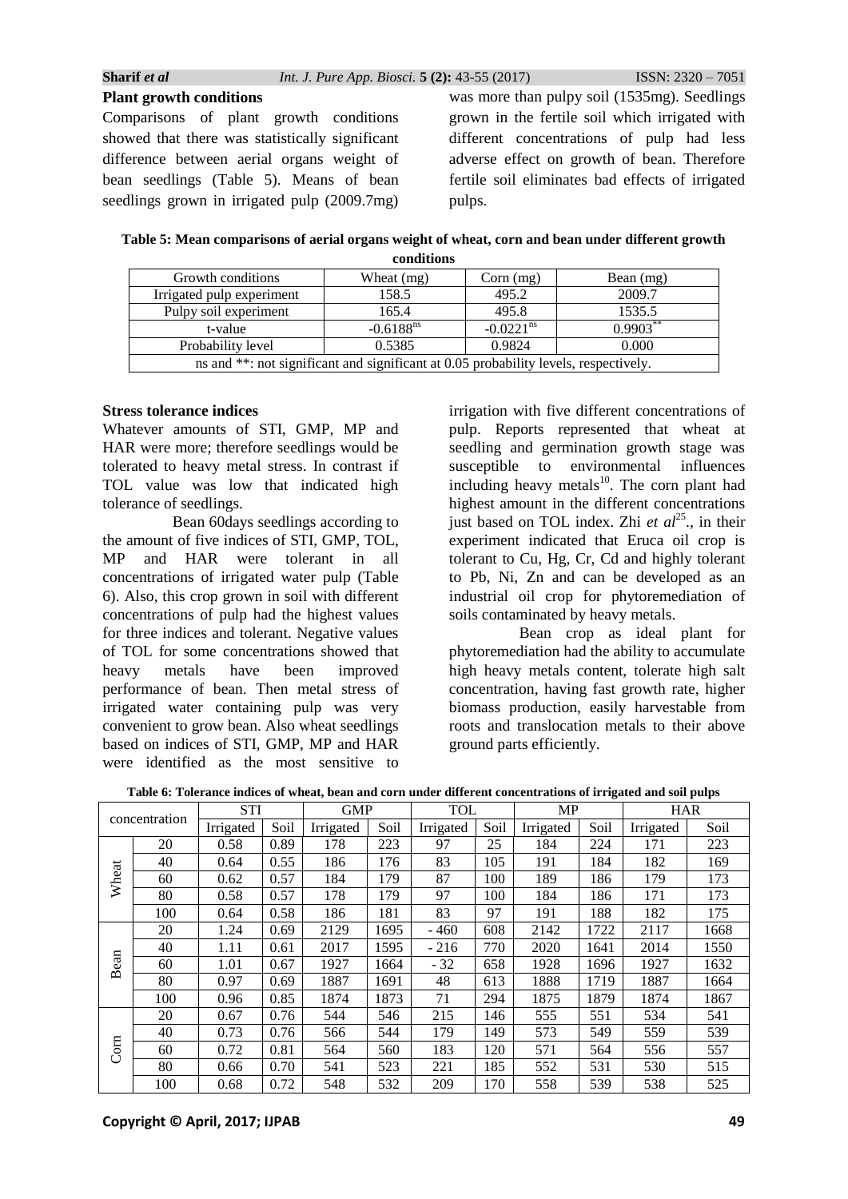**Plant growth conditions**

Comparisons of plant growth conditions showed that there was statistically significant difference between aerial organs weight of bean seedlings (Table 5). Means of bean seedlings grown in irrigated pulp (2009.7mg) was more than pulpy soil (1535mg). Seedlings grown in the fertile soil which irrigated with different concentrations of pulp had less adverse effect on growth of bean. Therefore fertile soil eliminates bad effects of irrigated pulps.

**Table 5: Mean comparisons of aerial organs weight of wheat, corn and bean under different growth conditions**

| Growth conditions | Wheat (mg) | Corn (mg) | Bean (mg) |
|---|---|---|---|
| Irrigated pulp experiment | 158.5 | 495.2 | 2009.7 |
| Pulpy soil experiment | 165.4 | 495.8 | 1535.5 |
| t-value | $-0.6188^{ns}$ | $-0.0221^{ns}$ | $0.9903^{**}$ |
| Probability level | 0.5385 | 0.9824 | 0.000 |
| ns and **: not significant and significant at 0.05 probability levels, respectively. | | | |

**Stress tolerance indices**

Whatever amounts of STI, GMP, MP and HAR were more; therefore seedlings would be tolerated to heavy metal stress. In contrast if TOL value was low that indicated high tolerance of seedlings.

Bean 60days seedlings according to the amount of five indices of STI, GMP, TOL, MP and HAR were tolerant in all concentrations of irrigated water pulp (Table 6). Also, this crop grown in soil with different concentrations of pulp had the highest values for three indices and tolerant. Negative values of TOL for some concentrations showed that heavy metals have been improved performance of bean. Then metal stress of irrigated water containing pulp was very convenient to grow bean. Also wheat seedlings based on indices of STI, GMP, MP and HAR were identified as the most sensitive to irrigation with five different concentrations of pulp. Reports represented that wheat at seedling and germination growth stage was susceptible to environmental influences including heavy metals[10]. The corn plant had highest amount in the different concentrations just based on TOL index. Zhi *et al*[25]., in their experiment indicated that Eruca oil crop is tolerant to Cu, Hg, Cr, Cd and highly tolerant to Pb, Ni, Zn and can be developed as an industrial oil crop for phytoremediation of soils contaminated by heavy metals.

Bean crop as ideal plant for phytoremediation had the ability to accumulate high heavy metals content, tolerate high salt concentration, having fast growth rate, higher biomass production, easily harvestable from roots and translocation metals to their above ground parts efficiently.

**Table 6: Tolerance indices of wheat, bean and corn under different concentrations of irrigated and soil pulps**

| concentration | | STI | | GMP | | TOL | | MP | | HAR | |
|---|---|---|---|---|---|---|---|---|---|---|---|
| | | Irrigated | Soil | Irrigated | Soil | Irrigated | Soil | Irrigated | Soil | Irrigated | Soil |
| Wheat | 20 | 0.58 | 0.89 | 178 | 223 | 97 | 25 | 184 | 224 | 171 | 223 |
| | 40 | 0.64 | 0.55 | 186 | 176 | 83 | 105 | 191 | 184 | 182 | 169 |
| | 60 | 0.62 | 0.57 | 184 | 179 | 87 | 100 | 189 | 186 | 179 | 173 |
| | 80 | 0.58 | 0.57 | 178 | 179 | 97 | 100 | 184 | 186 | 171 | 173 |
| | 100 | 0.64 | 0.58 | 186 | 181 | 83 | 97 | 191 | 188 | 182 | 175 |
| Bean | 20 | 1.24 | 0.69 | 2129 | 1695 | - 460 | 608 | 2142 | 1722 | 2117 | 1668 |
| | 40 | 1.11 | 0.61 | 2017 | 1595 | - 216 | 770 | 2020 | 1641 | 2014 | 1550 |
| | 60 | 1.01 | 0.67 | 1927 | 1664 | - 32 | 658 | 1928 | 1696 | 1927 | 1632 |
| | 80 | 0.97 | 0.69 | 1887 | 1691 | 48 | 613 | 1888 | 1719 | 1887 | 1664 |
| | 100 | 0.96 | 0.85 | 1874 | 1873 | 71 | 294 | 1875 | 1879 | 1874 | 1867 |
| Corn | 20 | 0.67 | 0.76 | 544 | 546 | 215 | 146 | 555 | 551 | 534 | 541 |
| | 40 | 0.73 | 0.76 | 566 | 544 | 179 | 149 | 573 | 549 | 559 | 539 |
| | 60 | 0.72 | 0.81 | 564 | 560 | 183 | 120 | 571 | 564 | 556 | 557 |
| | 80 | 0.66 | 0.70 | 541 | 523 | 221 | 185 | 552 | 531 | 530 | 515 |
| | 100 | 0.68 | 0.72 | 548 | 532 | 209 | 170 | 558 | 539 | 538 | 525 |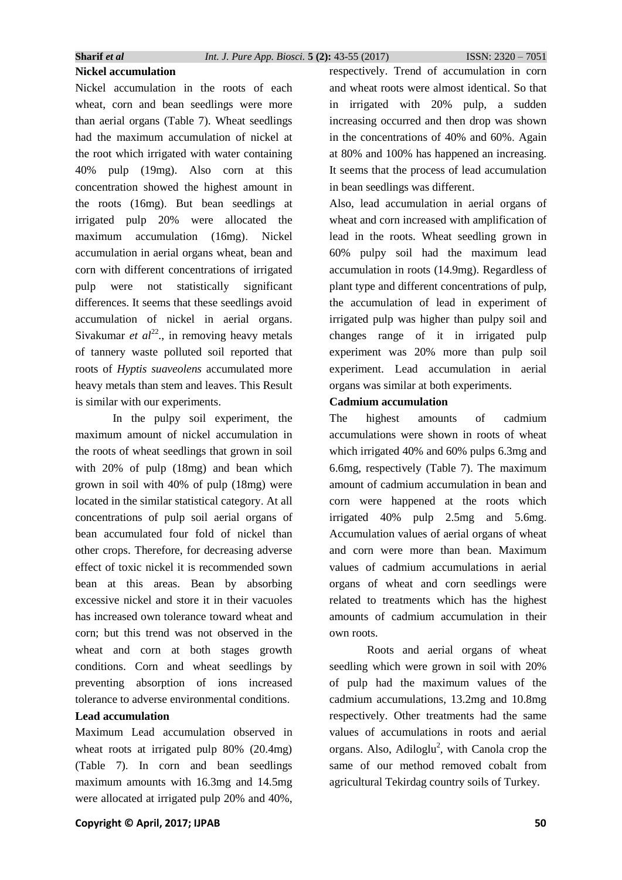**Nickel accumulation**

Nickel accumulation in the roots of each wheat, corn and bean seedlings were more than aerial organs (Table 7). Wheat seedlings had the maximum accumulation of nickel at the root which irrigated with water containing 40% pulp (19mg). Also corn at this concentration showed the highest amount in the roots (16mg). But bean seedlings at irrigated pulp 20% were allocated the maximum accumulation (16mg). Nickel accumulation in aerial organs wheat, bean and corn with different concentrations of irrigated pulp were not statistically significant differences. It seems that these seedlings avoid accumulation of nickel in aerial organs. Sivakumar *et al*[22]., in removing heavy metals of tannery waste polluted soil reported that roots of *Hyptis suaveolens* accumulated more heavy metals than stem and leaves. This Result is similar with our experiments.

In the pulpy soil experiment, the maximum amount of nickel accumulation in the roots of wheat seedlings that grown in soil with 20% of pulp (18mg) and bean which grown in soil with 40% of pulp (18mg) were located in the similar statistical category. At all concentrations of pulp soil aerial organs of bean accumulated four fold of nickel than other crops. Therefore, for decreasing adverse effect of toxic nickel it is recommended sown bean at this areas. Bean by absorbing excessive nickel and store it in their vacuoles has increased own tolerance toward wheat and corn; but this trend was not observed in the wheat and corn at both stages growth conditions. Corn and wheat seedlings by preventing absorption of ions increased tolerance to adverse environmental conditions.

**Lead accumulation**

Maximum Lead accumulation observed in wheat roots at irrigated pulp 80% (20.4mg) (Table 7). In corn and bean seedlings maximum amounts with 16.3mg and 14.5mg were allocated at irrigated pulp 20% and 40%, respectively. Trend of accumulation in corn and wheat roots were almost identical. So that in irrigated with 20% pulp, a sudden increasing occurred and then drop was shown in the concentrations of 40% and 60%. Again at 80% and 100% has happened an increasing. It seems that the process of lead accumulation in bean seedlings was different.

Also, lead accumulation in aerial organs of wheat and corn increased with amplification of lead in the roots. Wheat seedling grown in 60% pulpy soil had the maximum lead accumulation in roots (14.9mg). Regardless of plant type and different concentrations of pulp, the accumulation of lead in experiment of irrigated pulp was higher than pulpy soil and changes range of it in irrigated pulp experiment was 20% more than pulp soil experiment. Lead accumulation in aerial organs was similar at both experiments.

**Cadmium accumulation**

The highest amounts of cadmium accumulations were shown in roots of wheat which irrigated 40% and 60% pulps 6.3mg and 6.6mg, respectively (Table 7). The maximum amount of cadmium accumulation in bean and corn were happened at the roots which irrigated 40% pulp 2.5mg and 5.6mg. Accumulation values of aerial organs of wheat and corn were more than bean. Maximum values of cadmium accumulations in aerial organs of wheat and corn seedlings were related to treatments which has the highest amounts of cadmium accumulation in their own roots.

Roots and aerial organs of wheat seedling which were grown in soil with 20% of pulp had the maximum values of the cadmium accumulations, 13.2mg and 10.8mg respectively. Other treatments had the same values of accumulations in roots and aerial organs. Also, Adiloglu[2], with Canola crop the same of our method removed cobalt from agricultural Tekirdag country soils of Turkey.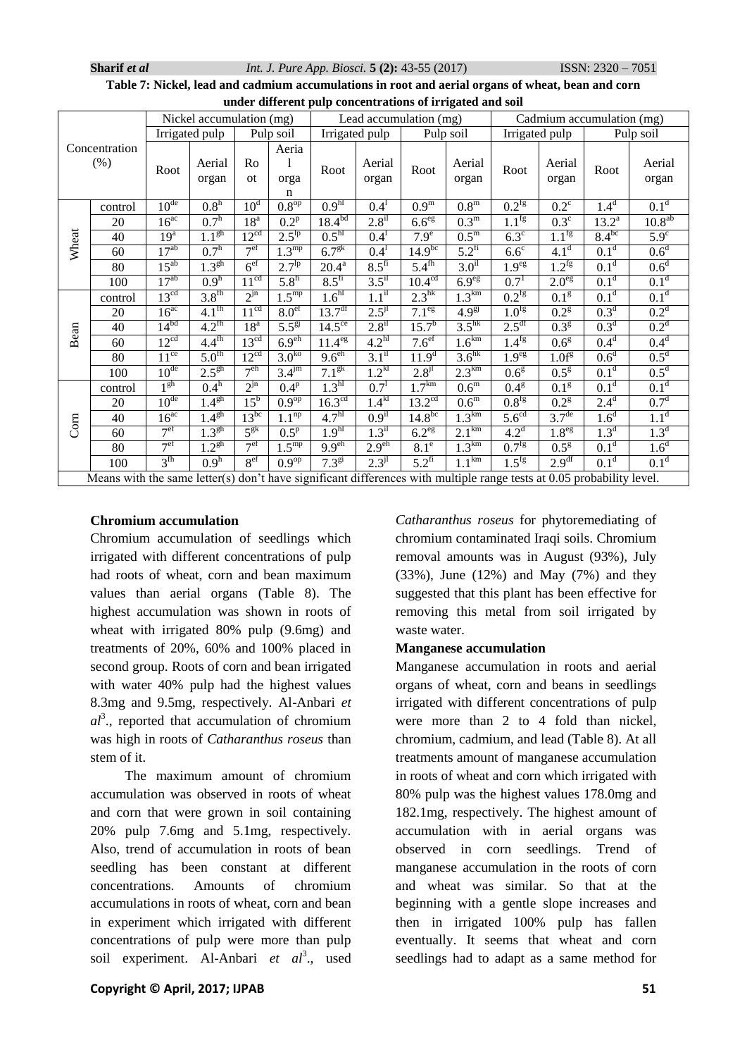**Table 7: Nickel, lead and cadmium accumulations in root and aerial organs of wheat, bean and corn under different pulp concentrations of irrigated and soil**

| Concentration (%) | | Nickel accumulation (mg) | | | | Lead accumulation (mg) | | | | Cadmium accumulation (mg) | | | |
|---|---|---|---|---|---|---|---|---|---|---|---|---|---|
| | | Irrigated pulp | | Pulp soil | | Irrigated pulp | | Pulp soil | | Irrigated pulp | | Pulp soil | |
| | | Root | Aerial organ | Root | Aerial organ | Root | Aerial organ | Root | Aerial organ | Root | Aerial organ | Root | Aerial organ |
| Wheat | control | $10^{de}$ | $0.8^{h}$ | $10^{d}$ | $0.8^{op}$ | $0.9^{hl}$ | $0.4^{l}$ | $0.9^{m}$ | $0.8^{m}$ | $0.2^{fg}$ | $0.2^{c}$ | $1.4^{d}$ | $0.1^{d}$ |
| | 20 | $16^{ac}$ | $0.7^{h}$ | $18^{a}$ | $0.2^{p}$ | $18.4^{bd}$ | $2.8^{il}$ | $6.6^{eg}$ | $0.3^{m}$ | $1.1^{fg}$ | $0.3^{c}$ | $13.2^{a}$ | $10.8^{ab}$ |
| | 40 | $19^{a}$ | $1.1^{gh}$ | $12^{cd}$ | $2.5^{lp}$ | $0.5^{hl}$ | $0.4^{l}$ | $7.9^{e}$ | $0.5^{m}$ | $6.3^{c}$ | $1.1^{fg}$ | $8.4^{bc}$ | $5.9^{c}$ |
| | 60 | $17^{ab}$ | $0.7^{h}$ | $7^{ef}$ | $1.3^{mp}$ | $6.7^{gk}$ | $0.4^{l}$ | $14.9^{bc}$ | $5.2^{fi}$ | $6.6^{c}$ | $4.1^{d}$ | $0.1^{d}$ | $0.6^{d}$ |
| | 80 | $15^{ab}$ | $1.3^{gh}$ | $6^{ef}$ | $2.7^{lp}$ | $20.4^{a}$ | $8.5^{fi}$ | $5.4^{fh}$ | $3.0^{il}$ | $1.9^{eg}$ | $1.2^{fg}$ | $0.1^{d}$ | $0.6^{d}$ |
| | 100 | $17^{ab}$ | $0.9^{h}$ | $11^{cd}$ | $5.8^{fi}$ | $8.5^{fi}$ | $3.5^{il}$ | $10.4^{cd}$ | $6.9^{eg}$ | $0.7^{l}$ | $2.0^{eg}$ | $0.1^{d}$ | $0.1^{d}$ |
| Bean | control | $13^{cd}$ | $3.8^{fh}$ | $2^{in}$ | $1.5^{mp}$ | $1.6^{hl}$ | $1.1^{il}$ | $2.3^{hk}$ | $1.3^{km}$ | $0.2^{fg}$ | $0.1^{g}$ | $0.1^{d}$ | $0.1^{d}$ |
| | 20 | $16^{ac}$ | $4.1^{fh}$ | $11^{cd}$ | $8.0^{ef}$ | $13.7^{df}$ | $2.5^{jl}$ | $7.1^{eg}$ | $4.9^{gj}$ | $1.0^{fg}$ | $0.2^{g}$ | $0.3^{d}$ | $0.2^{d}$ |
| | 40 | $14^{bd}$ | $4.2^{fh}$ | $18^{a}$ | $5.5^{gj}$ | $14.5^{ce}$ | $2.8^{il}$ | $15.7^{b}$ | $3.5^{hk}$ | $2.5^{df}$ | $0.3^{g}$ | $0.3^{d}$ | $0.2^{d}$ |
| | 60 | $12^{cd}$ | $4.4^{fh}$ | $13^{cd}$ | $6.9^{eh}$ | $11.4^{eg}$ | $4.2^{hl}$ | $7.6^{ef}$ | $1.6^{km}$ | $1.4^{fg}$ | $0.6^{g}$ | $0.4^{d}$ | $0.4^{d}$ |
| | 80 | $11^{ce}$ | $5.0^{fh}$ | $12^{cd}$ | $3.0^{ko}$ | $9.6^{eh}$ | $3.1^{il}$ | $11.9^{d}$ | $3.6^{hk}$ | $1.9^{eg}$ | $1.0f^{g}$ | $0.6^{d}$ | $0.5^{d}$ |
| | 100 | $10^{de}$ | $2.5^{gh}$ | $7^{eh}$ | $3.4^{jm}$ | $7.1^{gk}$ | $1.2^{kl}$ | $2.8^{jl}$ | $2.3^{km}$ | $0.6^{g}$ | $0.5^{g}$ | $0.1^{d}$ | $0.5^{d}$ |
| Corn | control | $1^{gh}$ | $0.4^{h}$ | $2^{in}$ | $0.4^{p}$ | $1.3^{hl}$ | $0.7^{l}$ | $1.7^{km}$ | $0.6^{m}$ | $0.4^{g}$ | $0.1^{g}$ | $0.1^{d}$ | $0.1^{d}$ |
| | 20 | $10^{de}$ | $1.4^{gh}$ | $15^{b}$ | $0.9^{op}$ | $16.3^{cd}$ | $1.4^{kl}$ | $13.2^{cd}$ | $0.6^{m}$ | $0.8^{fg}$ | $0.2^{g}$ | $2.4^{d}$ | $0.7^{d}$ |
| | 40 | $16^{ac}$ | $1.4^{gh}$ | $13^{bc}$ | $1.1^{np}$ | $4.7^{hl}$ | $0.9^{il}$ | $14.8^{bc}$ | $1.3^{km}$ | $5.6^{cd}$ | $3.7^{de}$ | $1.6^{d}$ | $1.1^{d}$ |
| | 60 | $7^{ef}$ | $1.3^{gh}$ | $5^{gk}$ | $0.5^{p}$ | $1.9^{hl}$ | $1.3^{il}$ | $6.2^{eg}$ | $2.1^{km}$ | $4.2^{d}$ | $1.8^{eg}$ | $1.3^{d}$ | $1.3^{d}$ |
| | 80 | $7^{ef}$ | $1.2^{gh}$ | $7^{ef}$ | $1.5^{mp}$ | $9.9^{eh}$ | $2.9^{eh}$ | $8.1^{e}$ | $1.3^{km}$ | $0.7^{fg}$ | $0.5^{g}$ | $0.1^{d}$ | $1.6^{d}$ |
| | 100 | $3^{fh}$ | $0.9^{h}$ | $8^{ef}$ | $0.9^{op}$ | $7.3^{gi}$ | $2.3^{jl}$ | $5.2^{fi}$ | $1.1^{km}$ | $1.5^{fg}$ | $2.9^{df}$ | $0.1^{d}$ | $0.1^{d}$ |

Means with the same letter(s) don't have significant differences with multiple range tests at 0.05 probability level.

**Chromium accumulation**

Chromium accumulation of seedlings which irrigated with different concentrations of pulp had roots of wheat, corn and bean maximum values than aerial organs (Table 8). The highest accumulation was shown in roots of wheat with irrigated 80% pulp (9.6mg) and treatments of 20%, 60% and 100% placed in second group. Roots of corn and bean irrigated with water 40% pulp had the highest values 8.3mg and 9.5mg, respectively. Al-Anbari *et al*[3]., reported that accumulation of chromium was high in roots of *Catharanthus roseus* than stem of it.

The maximum amount of chromium accumulation was observed in roots of wheat and corn that were grown in soil containing 20% pulp 7.6mg and 5.1mg, respectively. Also, trend of accumulation in roots of bean seedling has been constant at different concentrations. Amounts of chromium accumulations in roots of wheat, corn and bean in experiment which irrigated with different concentrations of pulp were more than pulp soil experiment. Al-Anbari *et al*[3]., used *Catharanthus roseus* for phytoremediating of chromium contaminated Iraqi soils. Chromium removal amounts was in August (93%), July (33%), June (12%) and May (7%) and they suggested that this plant has been effective for removing this metal from soil irrigated by waste water.

**Manganese accumulation**

Manganese accumulation in roots and aerial organs of wheat, corn and beans in seedlings irrigated with different concentrations of pulp were more than 2 to 4 fold than nickel, chromium, cadmium, and lead (Table 8). At all treatments amount of manganese accumulation in roots of wheat and corn which irrigated with 80% pulp was the highest values 178.0mg and 182.1mg, respectively. The highest amount of accumulation with in aerial organs was observed in corn seedlings. Trend of manganese accumulation in the roots of corn and wheat was similar. So that at the beginning with a gentle slope increases and then in irrigated 100% pulp has fallen eventually. It seems that wheat and corn seedlings had to adapt as a same method for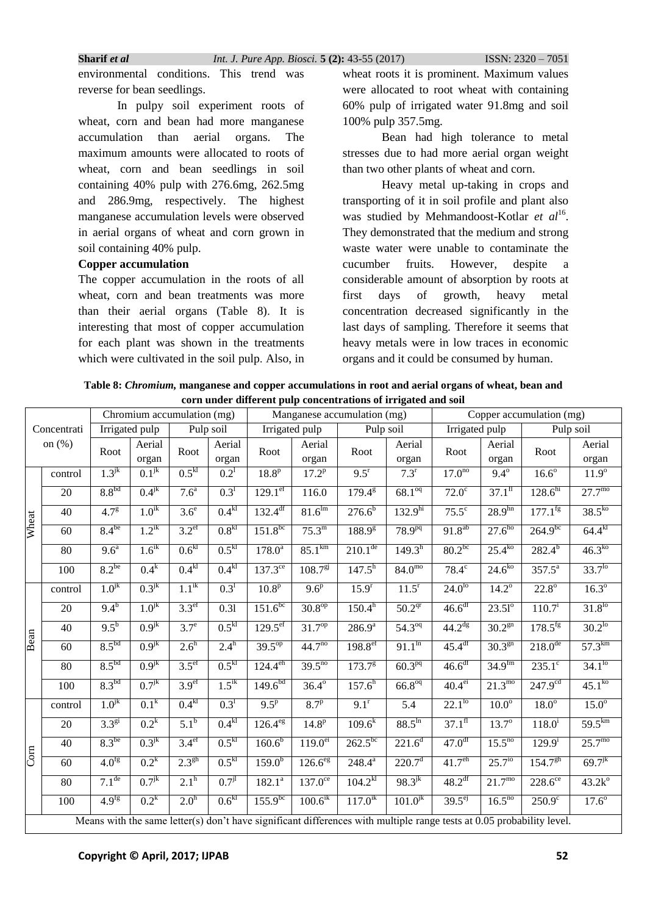environmental conditions. This trend was reverse for bean seedlings.

In pulpy soil experiment roots of wheat, corn and bean had more manganese accumulation than aerial organs. The maximum amounts were allocated to roots of wheat, corn and bean seedlings in soil containing 40% pulp with 276.6mg, 262.5mg and 286.9mg, respectively. The highest manganese accumulation levels were observed in aerial organs of wheat and corn grown in soil containing 40% pulp.

**Copper accumulation**

The copper accumulation in the roots of all wheat, corn and bean treatments was more than their aerial organs (Table 8). It is interesting that most of copper accumulation for each plant was shown in the treatments which were cultivated in the soil pulp. Also, in wheat roots it is prominent. Maximum values were allocated to root wheat with containing 60% pulp of irrigated water 91.8mg and soil 100% pulp 357.5mg.

Bean had high tolerance to metal stresses due to had more aerial organ weight than two other plants of wheat and corn.

Heavy metal up-taking in crops and transporting of it in soil profile and plant also was studied by Mehmandoost-Kotlar *et al*[16]. They demonstrated that the medium and strong waste water were unable to contaminate the cucumber fruits. However, despite a considerable amount of absorption by roots at first days of growth, heavy metal concentration decreased significantly in the last days of sampling. Therefore it seems that heavy metals were in low traces in economic organs and it could be consumed by human.

**Table 8: *Chromium,* manganese and copper accumulations in root and aerial organs of wheat, bean and corn under different pulp concentrations of irrigated and soil**

| | Concentration (%) | Chromium accumulation (mg) | | | | Manganese accumulation (mg) | | | | Copper accumulation (mg) | | | |
|---|---|---|---|---|---|---|---|---|---|---|---|---|---|
| | | Irrigated pulp | | Pulp soil | | Irrigated pulp | | Pulp soil | | Irrigated pulp | | Pulp soil | |
| | | Root | Aerial organ | Root | Aerial organ | Root | Aerial organ | Root | Aerial organ | Root | Aerial organ | Root | Aerial organ |
| Wheat | control | 1.3$^{jk}$ | 0.1$^{jk}$ | 0.5$^{kl}$ | 0.2$^{l}$ | 18.8$^{p}$ | 17.2$^{p}$ | 9.5$^{r}$ | 7.3$^{r}$ | 17.0$^{no}$ | 9.4$^{o}$ | 16.6$^{o}$ | 11.9$^{o}$ |
| | 20 | 8.8$^{bd}$ | 0.4$^{jk}$ | 7.6$^{a}$ | 0.3$^{l}$ | 129.1$^{ef}$ | 116.0 | 179.4$^{g}$ | 68.1$^{oq}$ | 72.0$^{c}$ | 37.1$^{fl}$ | 128.6$^{hi}$ | 27.7$^{mo}$ |
| | 40 | 4.7$^{g}$ | 1.0$^{jk}$ | 3.6$^{e}$ | 0.4$^{kl}$ | 132.4$^{df}$ | 81.6$^{lm}$ | 276.6$^{b}$ | 132.9$^{hi}$ | 75.5$^{c}$ | 28.9$^{hn}$ | 177.1$^{fg}$ | 38.5$^{ko}$ |
| | 60 | 8.4$^{be}$ | 1.2$^{jk}$ | 3.2$^{ef}$ | 0.8$^{kl}$ | 151.8$^{bc}$ | 75.3$^{m}$ | 188.9$^{g}$ | 78.9$^{pq}$ | 91.8$^{ab}$ | 27.6$^{ho}$ | 264.9$^{bc}$ | 64.4$^{kl}$ |
| | 80 | 9.6$^{a}$ | 1.6$^{ik}$ | 0.6$^{kl}$ | 0.5$^{kl}$ | 178.0$^{a}$ | 85.1$^{km}$ | 210.1$^{de}$ | 149.3$^{h}$ | 80.2$^{bc}$ | 25.4$^{ko}$ | 282.4$^{b}$ | 46.3$^{ko}$ |
| | 100 | 8.2$^{be}$ | 0.4$^{k}$ | 0.4$^{kl}$ | 0.4$^{kl}$ | 137.3$^{ce}$ | 108.7$^{gj}$ | 147.5$^{h}$ | 84.0$^{mo}$ | 78.4$^{c}$ | 24.6$^{ko}$ | 357.5$^{a}$ | 33.7$^{lo}$ |
| Bean | control | 1.0$^{jk}$ | 0.3$^{jk}$ | 1.1$^{ik}$ | 0.3$^{l}$ | 10.8$^{p}$ | 9.6$^{p}$ | 15.9$^{r}$ | 11.5$^{r}$ | 24.0$^{lo}$ | 14.2$^{o}$ | 22.8$^{o}$ | 16.3$^{o}$ |
| | 20 | 9.4$^{b}$ | 1.0$^{jk}$ | 3.3$^{ef}$ | 0.3l | 151.6$^{bc}$ | 30.8$^{op}$ | 150.4$^{h}$ | 50.2$^{qr}$ | 46.6$^{df}$ | 23.5l$^{o}$ | 110.7$^{i}$ | 31.8$^{lo}$ |
| | 40 | 9.5$^{b}$ | 0.9$^{jk}$ | 3.7$^{e}$ | 0.5$^{kl}$ | 129.5$^{ef}$ | 31.7$^{op}$ | 286.9$^{a}$ | 54.3$^{oq}$ | 44.2$^{dg}$ | 30.2$^{gn}$ | 178.5$^{fg}$ | 30.2$^{lo}$ |
| | 60 | 8.5$^{bd}$ | 0.9$^{jk}$ | 2.6$^{h}$ | 2.4$^{h}$ | 39.5$^{op}$ | 44.7$^{no}$ | 198.8$^{ef}$ | 91.1$^{ln}$ | 45.4$^{df}$ | 30.3$^{gn}$ | 218.0$^{de}$ | 57.3$^{km}$ |
| | 80 | 8.5$^{bd}$ | 0.9$^{jk}$ | 3.5$^{ef}$ | 0.5$^{kl}$ | 124.4$^{eh}$ | 39.5$^{no}$ | 173.7$^{g}$ | 60.3$^{pq}$ | 46.6$^{df}$ | 34.9$^{fm}$ | 235.1$^{c}$ | 34.1$^{lo}$ |
| | 100 | 8.3$^{bd}$ | 0.7$^{jk}$ | 3.9$^{ef}$ | 1.5$^{ik}$ | 149.6$^{bd}$ | 36.4$^{o}$ | 157.6$^{h}$ | 66.8$^{oq}$ | 40.4$^{ei}$ | 21.3$^{mo}$ | 247.9$^{cd}$ | 45.1$^{ko}$ |
| Corn | control | 1.0$^{jk}$ | 0.1$^{k}$ | 0.4$^{kl}$ | 0.3$^{l}$ | 9.5$^{p}$ | 8.7$^{p}$ | 9.1$^{r}$ | 5.4 | 22.1$^{lo}$ | 10.0$^{o}$ | 18.0$^{o}$ | 15.0$^{o}$ |
| | 20 | 3.3$^{gi}$ | 0.2$^{k}$ | 5.1$^{b}$ | 0.4$^{kl}$ | 126.4$^{eg}$ | 14.8$^{p}$ | 109.6$^{k}$ | 88.5$^{ln}$ | 37.1$^{fl}$ | 13.7$^{o}$ | 118.0$^{i}$ | 59.5$^{km}$ |
| | 40 | 8.3$^{be}$ | 0.3$^{jk}$ | 3.4$^{ef}$ | 0.5$^{kl}$ | 160.6$^{b}$ | 119.0$^{ei}$ | 262.5$^{bc}$ | 221.6$^{d}$ | 47.0$^{df}$ | 15.5$^{no}$ | 129.9$^{i}$ | 25.7$^{mo}$ |
| | 60 | 4.0$^{fg}$ | 0.2$^{k}$ | 2.3$^{gh}$ | 0.5$^{kl}$ | 159.0$^{b}$ | 126.6$^{eg}$ | 248.4$^{a}$ | 220.7$^{d}$ | 41.7$^{eh}$ | 25.7$^{lo}$ | 154.7$^{gh}$ | 69.7$^{jk}$ |
| | 80 | 7.1$^{de}$ | 0.7$^{jk}$ | 2.1$^{h}$ | 0.7$^{jl}$ | 182.1$^{a}$ | 137.0$^{ce}$ | 104.2$^{kl}$ | 98.3$^{jk}$ | 48.2$^{df}$ | 21.7$^{mo}$ | 228.6$^{ce}$ | 43.2k$^{o}$ |
| | 100 | 4.9$^{fg}$ | 0.2$^{k}$ | 2.0$^{h}$ | 0.6$^{kl}$ | 155.9$^{bc}$ | 100.6$^{ik}$ | 117.0$^{ik}$ | 101.0$^{jk}$ | 39.5$^{ej}$ | 16.5$^{no}$ | 250.9$^{c}$ | 17.6$^{o}$ |

Means with the same letter(s) don't have significant differences with multiple range tests at 0.05 probability level.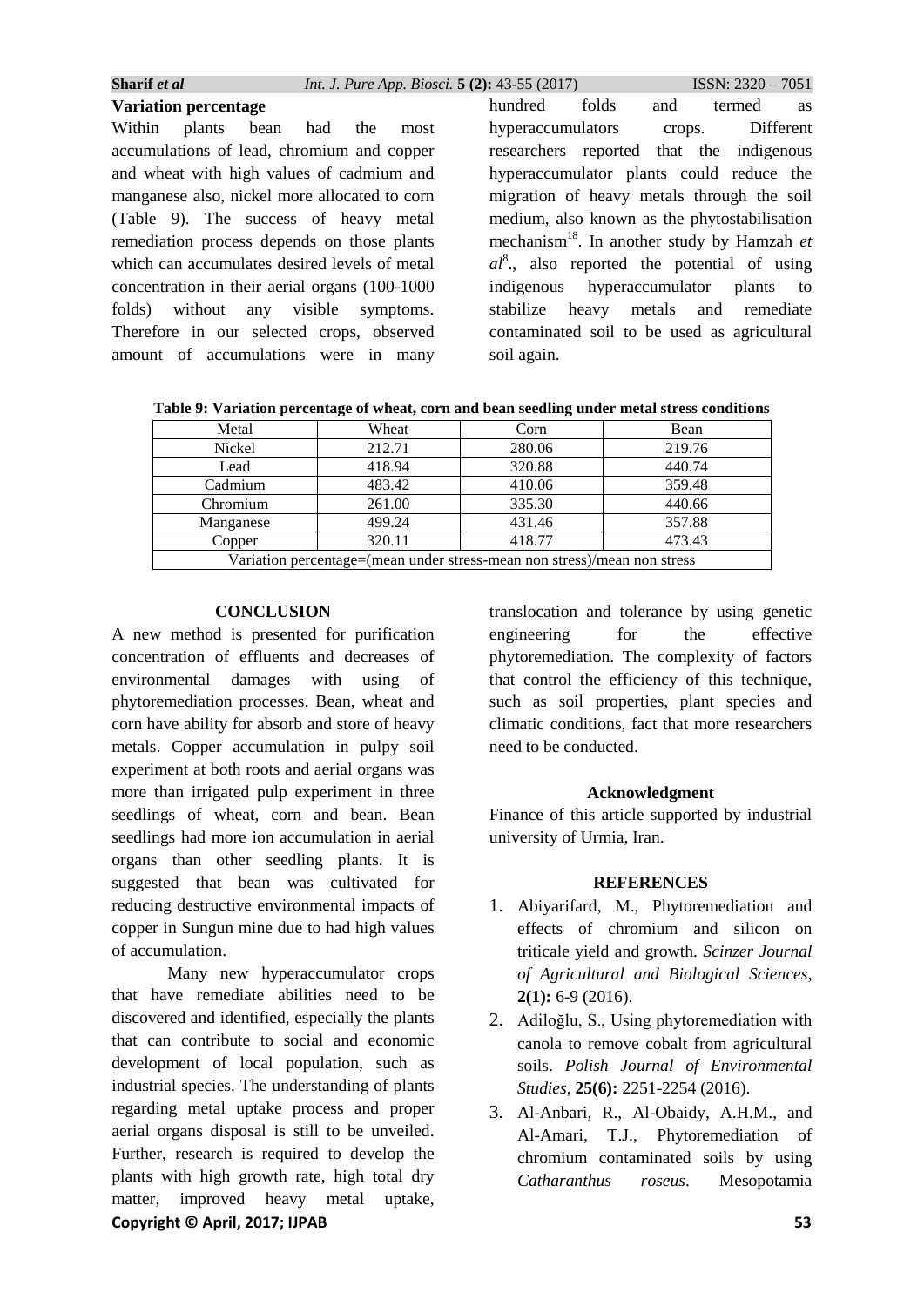**Variation percentage**

Within plants bean had the most accumulations of lead, chromium and copper and wheat with high values of cadmium and manganese also, nickel more allocated to corn (Table 9). The success of heavy metal remediation process depends on those plants which can accumulates desired levels of metal concentration in their aerial organs (100-1000 folds) without any visible symptoms. Therefore in our selected crops, observed amount of accumulations were in many hundred folds and termed as hyperaccumulators crops. Different researchers reported that the indigenous hyperaccumulator plants could reduce the migration of heavy metals through the soil medium, also known as the phytostabilisation mechanism[18]. In another study by Hamzah *et al*[8]., also reported the potential of using indigenous hyperaccumulator plants to stabilize heavy metals and remediate contaminated soil to be used as agricultural soil again.

**Table 9: Variation percentage of wheat, corn and bean seedling under metal stress conditions**

| Metal | Wheat | Corn | Bean |
|---|---|---|---|
| Nickel | 212.71 | 280.06 | 219.76 |
| Lead | 418.94 | 320.88 | 440.74 |
| Cadmium | 483.42 | 410.06 | 359.48 |
| Chromium | 261.00 | 335.30 | 440.66 |
| Manganese | 499.24 | 431.46 | 357.88 |
| Copper | 320.11 | 418.77 | 473.43 |
| Variation percentage=(mean under stress-mean non stress)/mean non stress | | | |

## CONCLUSION

A new method is presented for purification concentration of effluents and decreases of environmental damages with using of phytoremediation processes. Bean, wheat and corn have ability for absorb and store of heavy metals. Copper accumulation in pulpy soil experiment at both roots and aerial organs was more than irrigated pulp experiment in three seedlings of wheat, corn and bean. Bean seedlings had more ion accumulation in aerial organs than other seedling plants. It is suggested that bean was cultivated for reducing destructive environmental impacts of copper in Sungun mine due to had high values of accumulation.

Many new hyperaccumulator crops that have remediate abilities need to be discovered and identified, especially the plants that can contribute to social and economic development of local population, such as industrial species. The understanding of plants regarding metal uptake process and proper aerial organs disposal is still to be unveiled. Further, research is required to develop the plants with high growth rate, high total dry matter, improved heavy metal uptake, translocation and tolerance by using genetic engineering for the effective phytoremediation. The complexity of factors that control the efficiency of this technique, such as soil properties, plant species and climatic conditions, fact that more researchers need to be conducted.

### Acknowledgment

Finance of this article supported by industrial university of Urmia, Iran.

## REFERENCES

1. Abiyarifard, M., Phytoremediation and effects of chromium and silicon on triticale yield and growth. *Scinzer Journal of Agricultural and Biological Sciences*, **2(1):** 6-9 (2016).
2. Adiloğlu, S., Using phytoremediation with canola to remove cobalt from agricultural soils. *Polish Journal of Environmental Studies*, **25(6):** 2251-2254 (2016).
3. Al-Anbari, R., Al-Obaidy, A.H.M., and Al-Amari, T.J., Phytoremediation of chromium contaminated soils by using *Catharanthus roseus*. Mesopotamia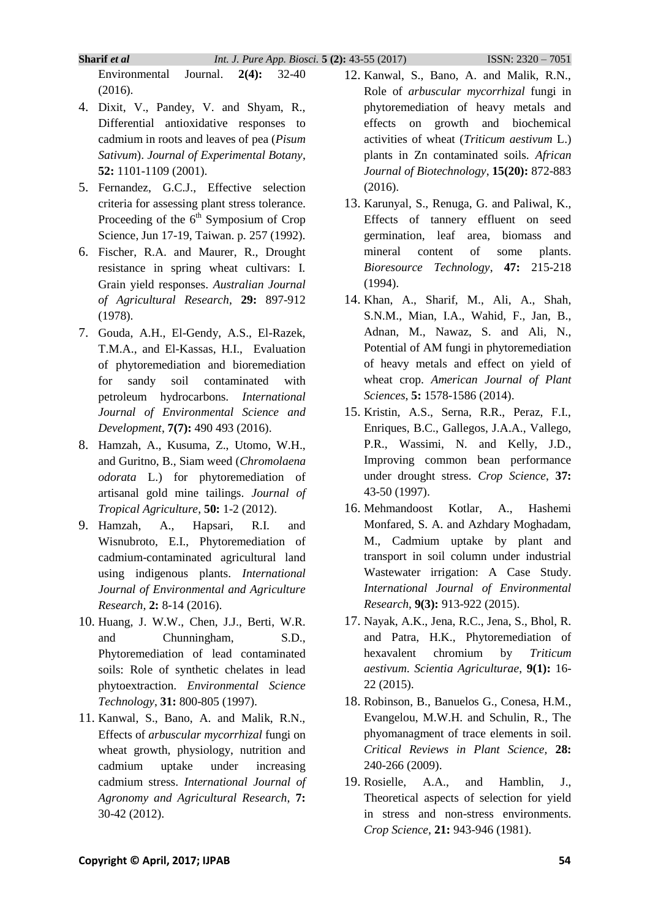Environmental Journal. **2(4):** 32-40 (2016).

4. Dixit, V., Pandey, V. and Shyam, R., Differential antioxidative responses to cadmium in roots and leaves of pea (*Pisum Sativum*). *Journal of Experimental Botany*, **52:** 1101-1109 (2001).
5. Fernandez, G.C.J., Effective selection criteria for assessing plant stress tolerance. Proceeding of the 6$^{th}$ Symposium of Crop Science, Jun 17-19, Taiwan. p. 257 (1992).
6. Fischer, R.A. and Maurer, R., Drought resistance in spring wheat cultivars: I. Grain yield responses. *Australian Journal of Agricultural Research*, **29:** 897-912 (1978).
7. Gouda, A.H., El-Gendy, A.S., El-Razek, T.M.A., and El-Kassas, H.I., Evaluation of phytoremediation and bioremediation for sandy soil contaminated with petroleum hydrocarbons. *International Journal of Environmental Science and Development*, **7(7):** 490 493 (2016).
8. Hamzah, A., Kusuma, Z., Utomo, W.H., and Guritno, B., Siam weed (*Chromolaena odorata* L.) for phytoremediation of artisanal gold mine tailings. *Journal of Tropical Agriculture*, **50:** 1-2 (2012).
9. Hamzah, A., Hapsari, R.I. and Wisnubroto, E.I., Phytoremediation of cadmium-contaminated agricultural land using indigenous plants. *International Journal of Environmental and Agriculture Research*, **2:** 8-14 (2016).
10. Huang, J. W.W., Chen, J.J., Berti, W.R. and Chunningham, S.D., Phytoremediation of lead contaminated soils: Role of synthetic chelates in lead phytoextraction. *Environmental Science Technology*, **31:** 800-805 (1997).
11. Kanwal, S., Bano, A. and Malik, R.N., Effects of *arbuscular mycorrhizal* fungi on wheat growth, physiology, nutrition and cadmium uptake under increasing cadmium stress. *International Journal of Agronomy and Agricultural Research*, **7:** 30-42 (2012).
12. Kanwal, S., Bano, A. and Malik, R.N., Role of *arbuscular mycorrhizal* fungi in phytoremediation of heavy metals and effects on growth and biochemical activities of wheat (*Triticum aestivum* L.) plants in Zn contaminated soils. *African Journal of Biotechnology*, **15(20):** 872-883 (2016).
13. Karunyal, S., Renuga, G. and Paliwal, K., Effects of tannery effluent on seed germination, leaf area, biomass and mineral content of some plants. *Bioresource Technology*, **47:** 215-218 (1994).
14. Khan, A., Sharif, M., Ali, A., Shah, S.N.M., Mian, I.A., Wahid, F., Jan, B., Adnan, M., Nawaz, S. and Ali, N., Potential of AM fungi in phytoremediation of heavy metals and effect on yield of wheat crop. *American Journal of Plant Sciences*, **5:** 1578-1586 (2014).
15. Kristin, A.S., Serna, R.R., Peraz, F.I., Enriques, B.C., Gallegos, J.A.A., Vallego, P.R., Wassimi, N. and Kelly, J.D., Improving common bean performance under drought stress. *Crop Science*, **37:** 43-50 (1997).
16. Mehmandoost Kotlar, A., Hashemi Monfared, S. A. and Azhdary Moghadam, M., Cadmium uptake by plant and transport in soil column under industrial Wastewater irrigation: A Case Study. *International Journal of Environmental Research*, **9(3):** 913-922 (2015).
17. Nayak, A.K., Jena, R.C., Jena, S., Bhol, R. and Patra, H.K., Phytoremediation of hexavalent chromium by *Triticum aestivum*. *Scientia Agriculturae*, **9(1):** 16-22 (2015).
18. Robinson, B., Banuelos G., Conesa, H.M., Evangelou, M.W.H. and Schulin, R., The phyomanagment of trace elements in soil. *Critical Reviews in Plant Science*, **28:** 240-266 (2009).
19. Rosielle, A.A., and Hamblin, J., Theoretical aspects of selection for yield in stress and non-stress environments. *Crop Science*, **21:** 943-946 (1981).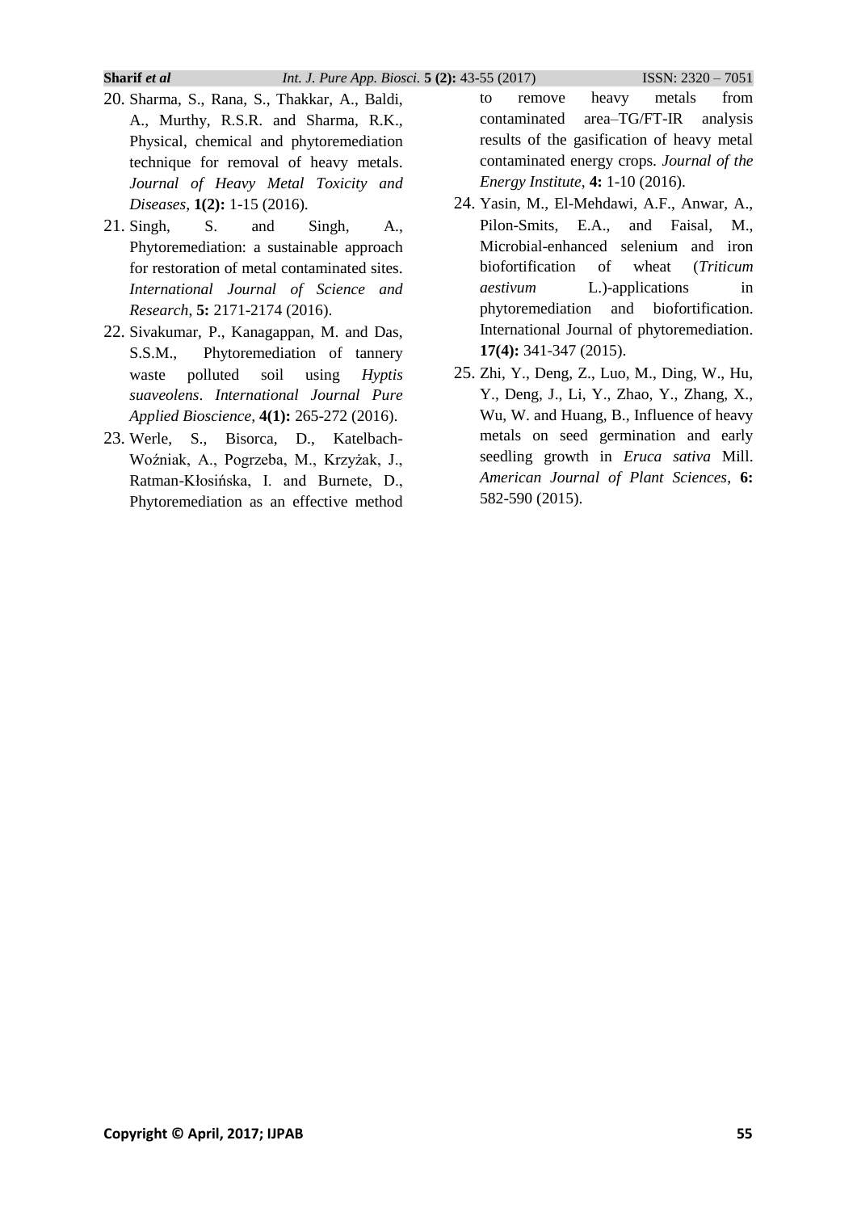20. Sharma, S., Rana, S., Thakkar, A., Baldi, A., Murthy, R.S.R. and Sharma, R.K., Physical, chemical and phytoremediation technique for removal of heavy metals. *Journal of Heavy Metal Toxicity and Diseases*, **1(2):** 1-15 (2016).
21. Singh, S. and Singh, A., Phytoremediation: a sustainable approach for restoration of metal contaminated sites. *International Journal of Science and Research*, **5:** 2171-2174 (2016).
22. Sivakumar, P., Kanagappan, M. and Das, S.S.M., Phytoremediation of tannery waste polluted soil using *Hyptis suaveolens*. *International Journal Pure Applied Bioscience*, **4(1):** 265-272 (2016).
23. Werle, S., Bisorca, D., Katelbach-Woźniak, A., Pogrzeba, M., Krzyżak, J., Ratman-Kłosińska, I. and Burnete, D., Phytoremediation as an effective method to remove heavy metals from contaminated area–TG/FT-IR analysis results of the gasification of heavy metal contaminated energy crops. *Journal of the Energy Institute*, **4:** 1-10 (2016).
24. Yasin, M., El-Mehdawi, A.F., Anwar, A., Pilon-Smits, E.A., and Faisal, M., Microbial-enhanced selenium and iron biofortification of wheat (*Triticum aestivum* L.)-applications in phytoremediation and biofortification. International Journal of phytoremediation. **17(4):** 341-347 (2015).
25. Zhi, Y., Deng, Z., Luo, M., Ding, W., Hu, Y., Deng, J., Li, Y., Zhao, Y., Zhang, X., Wu, W. and Huang, B., Influence of heavy metals on seed germination and early seedling growth in *Eruca sativa* Mill. *American Journal of Plant Sciences*, **6:** 582-590 (2015).